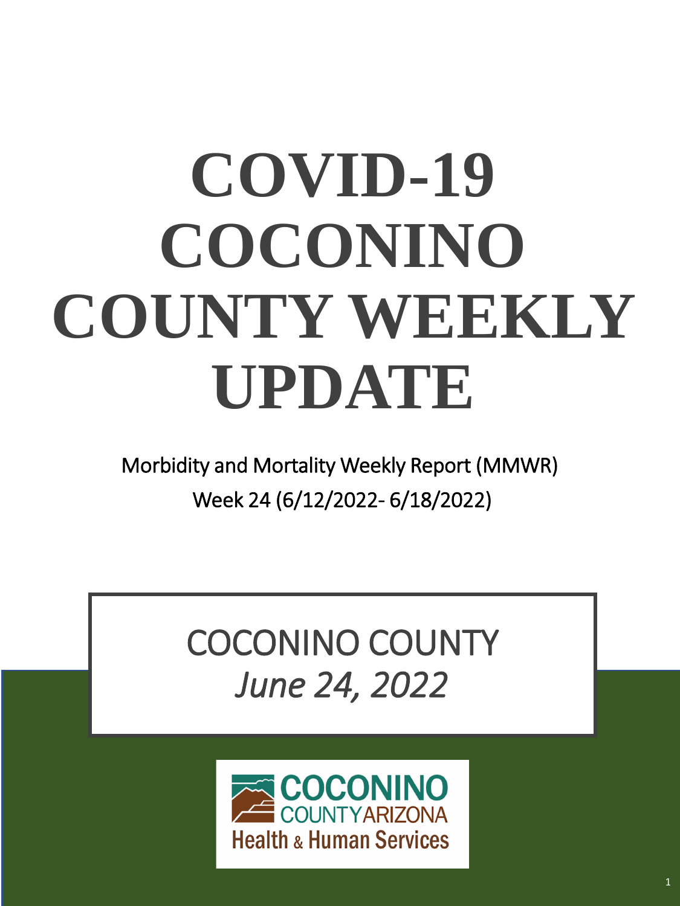# COVID-19 COCONINO COUNTY WEEKLY UPDATE

Morbidity and Mortality Weekly Report (MMWR)

Week 24 (6/12/2022- 6/18/2022)

COCONINO COUNTY

*June 24, 2022*

COCONINO COUNTY ARIZONA

Health & Human Services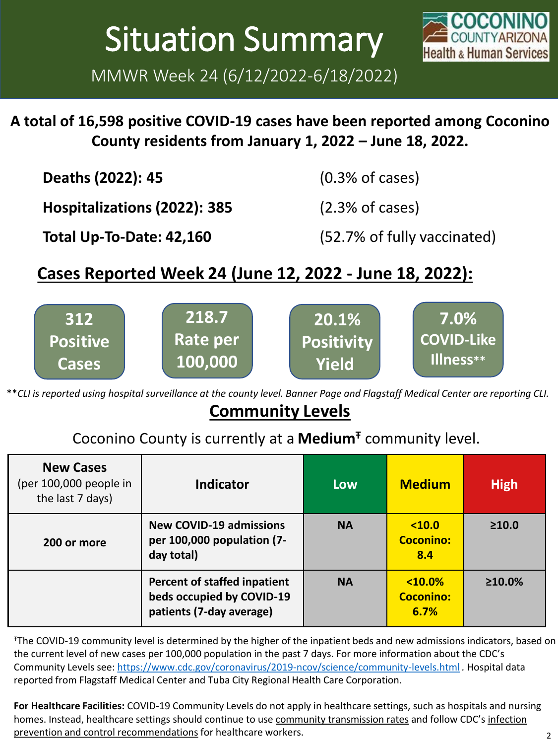# Situation Summary

MMWR Week 24 (6/12/2022-6/18/2022)

Coconino County Arizona Health & Human Services

**A total of 16,598 positive COVID-19 cases have been reported among Coconino County residents from January 1, 2022 – June 18, 2022.**

**Deaths (2022): 45** (0.3% of cases)

**Hospitalizations (2022): 385** (2.3% of cases)

**Total Up-To-Date: 42,160** (52.7% of fully vaccinated)

## Cases Reported Week 24 (June 12, 2022 - June 18, 2022):

- **312 Positive Cases**
- **218.7 Rate per 100,000**
- **20.1% Positivity Yield**
- **7.0% COVID-Like Illness****

**CLI is reported using hospital surveillance at the county level. Banner Page and Flagstaff Medical Center are reporting CLI.*

## Community Levels

Coconino County is currently at a **Medium**[Ŧ] community level.

| **New Cases** (per 100,000 people in the last 7 days) | **Indicator** | **Low** | **Medium** | **High** |
|---|---|---|---|---|
| **200 or more** | **New COVID-19 admissions per 100,000 population (7-day total)** | **NA** | **<10.0 Coconino: 8.4** | **≥10.0** |
| | **Percent of staffed inpatient beds occupied by COVID-19 patients (7-day average)** | **NA** | **<10.0% Coconino: 6.7%** | **≥10.0%** |

ŦThe COVID-19 community level is determined by the higher of the inpatient beds and new admissions indicators, based on the current level of new cases per 100,000 population in the past 7 days. For more information about the CDC's Community Levels see: https://www.cdc.gov/coronavirus/2019-ncov/science/community-levels.html . Hospital data reported from Flagstaff Medical Center and Tuba City Regional Health Care Corporation.

**For Healthcare Facilities:** COVID-19 Community Levels do not apply in healthcare settings, such as hospitals and nursing homes. Instead, healthcare settings should continue to use community transmission rates and follow CDC's infection prevention and control recommendations for healthcare workers.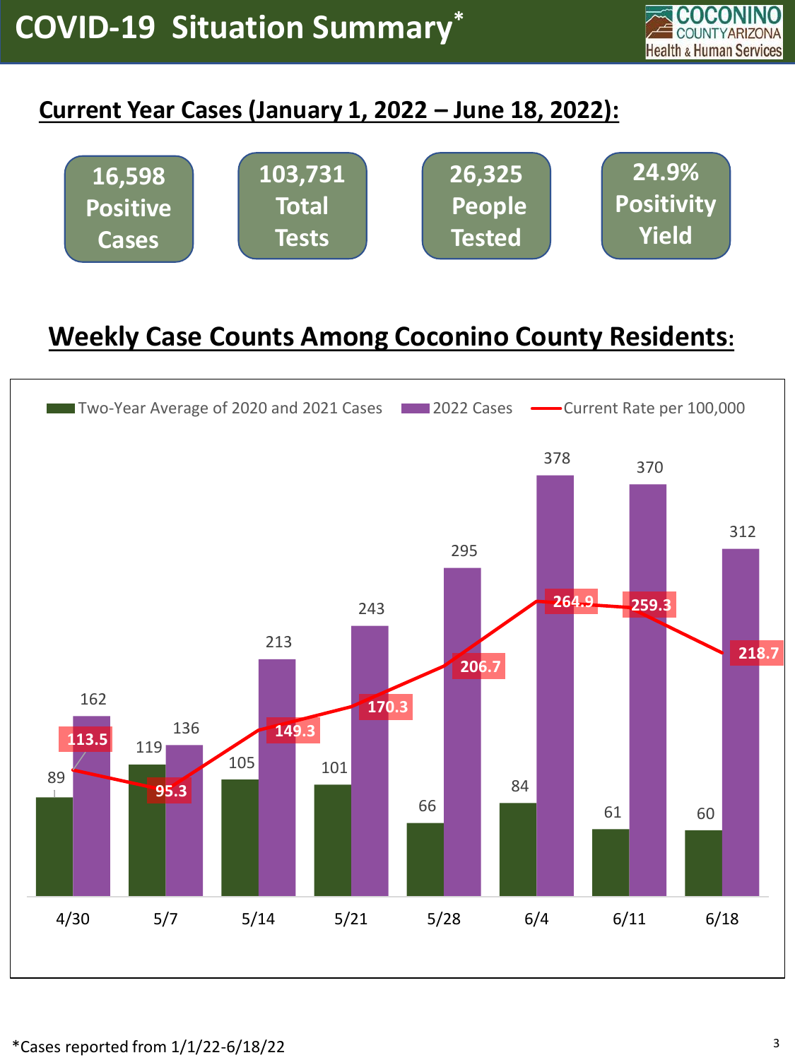# COVID-19 Situation Summary*

## Current Year Cases (January 1, 2022 – June 18, 2022):

**16,598 Positive Cases**

**103,731 Total Tests**

**26,325 People Tested**

**24.9% Positivity Yield**

## Weekly Case Counts Among Coconino County Residents:

| Week | Two-Year Average of 2020 and 2021 Cases | 2022 Cases | Current Rate per 100,000 |
|---|---|---|---|
| 4/30 | 89 | 162 | 113.5 |
| 5/7 | 119 | 136 | 95.3 |
| 5/14 | 105 | 213 | 149.3 |
| 5/21 | 101 | 243 | 170.3 |
| 5/28 | 66 | 295 | 206.7 |
| 6/4 | 84 | 378 | 264.9 |
| 6/11 | 61 | 370 | 259.3 |
| 6/18 | 60 | 312 | 218.7 |

*Cases reported from 1/1/22-6/18/22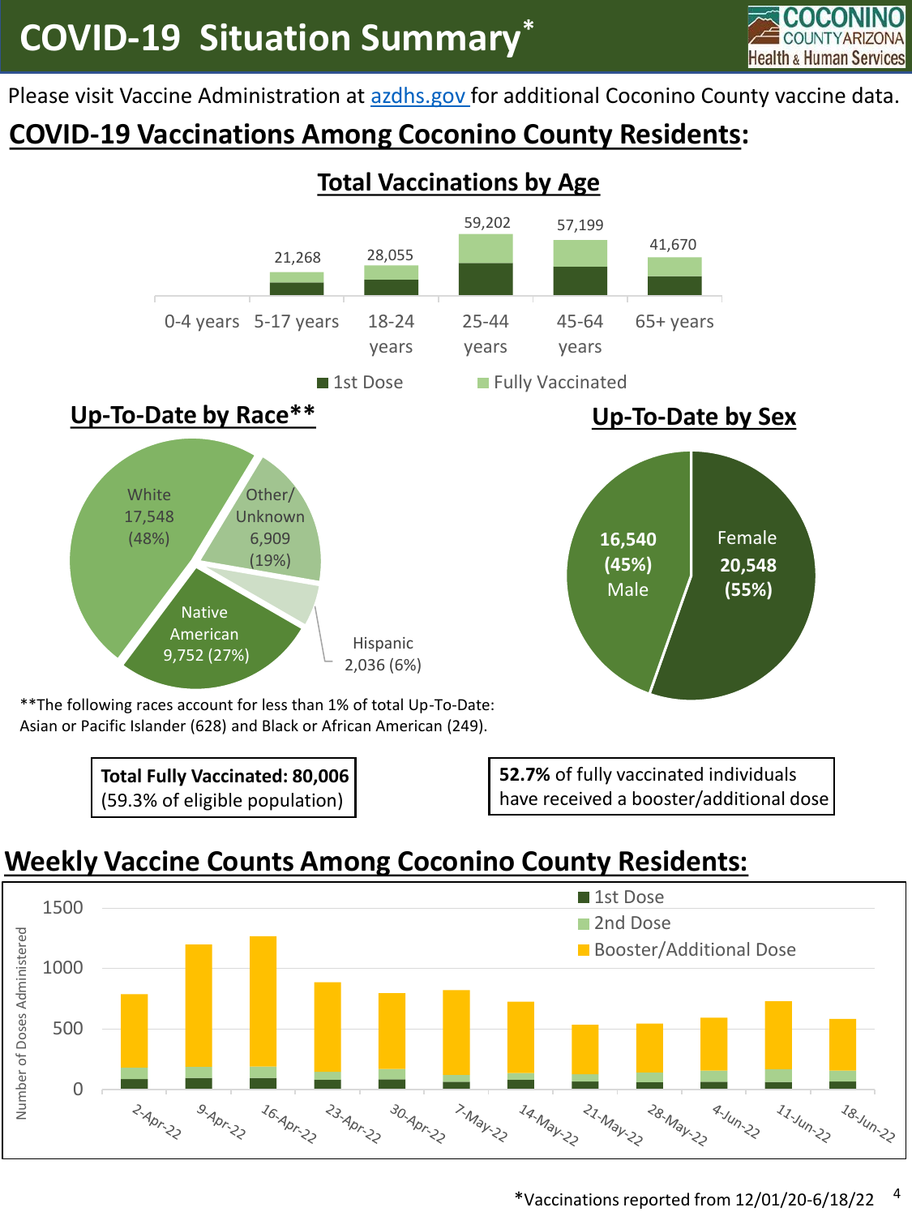# COVID-19 Situation Summary*

Please visit Vaccine Administration at azdhs.gov for additional Coconino County vaccine data.

## COVID-19 Vaccinations Among Coconino County Residents:

### Total Vaccinations by Age

| Age | Total |
|---|---|
| 0-4 years | |
| 5-17 years | 21,268 |
| 18-24 years | 28,055 |
| 25-44 years | 59,202 |
| 45-64 years | 57,199 |
| 65+ years | 41,670 |

1st Dose ■ Fully Vaccinated ■

### Up-To-Date by Race**

| Race | Count | Percent |
|---|---|---|
| White | 17,548 | 48% |
| Native American | 9,752 | 27% |
| Other/Unknown | 6,909 | 19% |
| Hispanic | 2,036 | 6% |

**The following races account for less than 1% of total Up-To-Date: Asian or Pacific Islander (628) and Black or African American (249).

### Up-To-Date by Sex

| Sex | Count | Percent |
|---|---|---|
| Female | 20,548 | 55% |
| Male | 16,540 | 45% |

**Total Fully Vaccinated: 80,006**
(59.3% of eligible population)

**52.7%** of fully vaccinated individuals have received a booster/additional dose

## Weekly Vaccine Counts Among Coconino County Residents:

Number of Doses Administered by week (1st Dose, 2nd Dose, Booster/Additional Dose): 2-Apr-22, 9-Apr-22, 16-Apr-22, 23-Apr-22, 30-Apr-22, 7-May-22, 14-May-22, 21-May-22, 28-May-22, 4-Jun-22, 11-Jun-22, 18-Jun-22

*Vaccinations reported from 12/01/20-6/18/22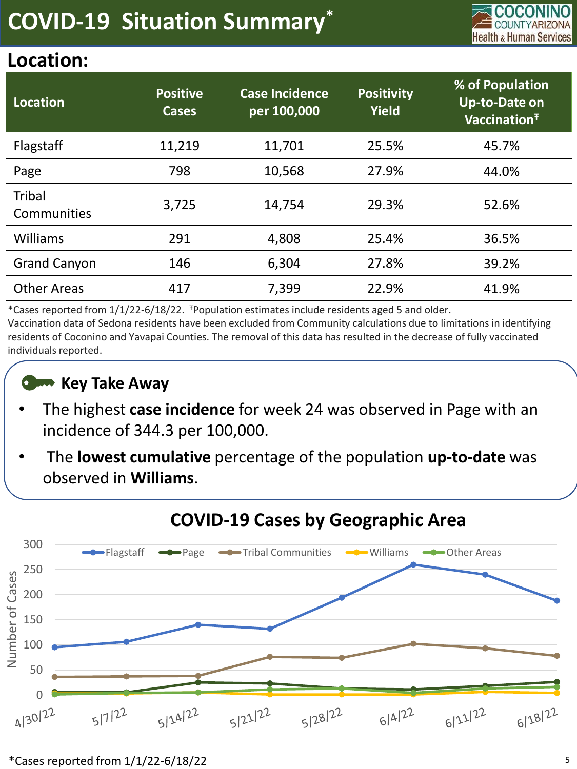# COVID-19 Situation Summary*

## Location:

| Location | Positive Cases | Case Incidence per 100,000 | Positivity Yield | % of Population Up-to-Date on Vaccination‡ |
|---|---|---|---|---|
| Flagstaff | 11,219 | 11,701 | 25.5% | 45.7% |
| Page | 798 | 10,568 | 27.9% | 44.0% |
| Tribal Communities | 3,725 | 14,754 | 29.3% | 52.6% |
| Williams | 291 | 4,808 | 25.4% | 36.5% |
| Grand Canyon | 146 | 6,304 | 27.8% | 39.2% |
| Other Areas | 417 | 7,399 | 22.9% | 41.9% |

*Cases reported from 1/1/22-6/18/22. ‡Population estimates include residents aged 5 and older.
Vaccination data of Sedona residents have been excluded from Community calculations due to limitations in identifying residents of Coconino and Yavapai Counties. The removal of this data has resulted in the decrease of fully vaccinated individuals reported.

### Key Take Away

- The highest **case incidence** for week 24 was observed in Page with an incidence of 344.3 per 100,000.
- The **lowest cumulative** percentage of the population **up-to-date** was observed in **Williams**.

### COVID-19 Cases by Geographic Area

*Cases reported from 1/1/22-6/18/22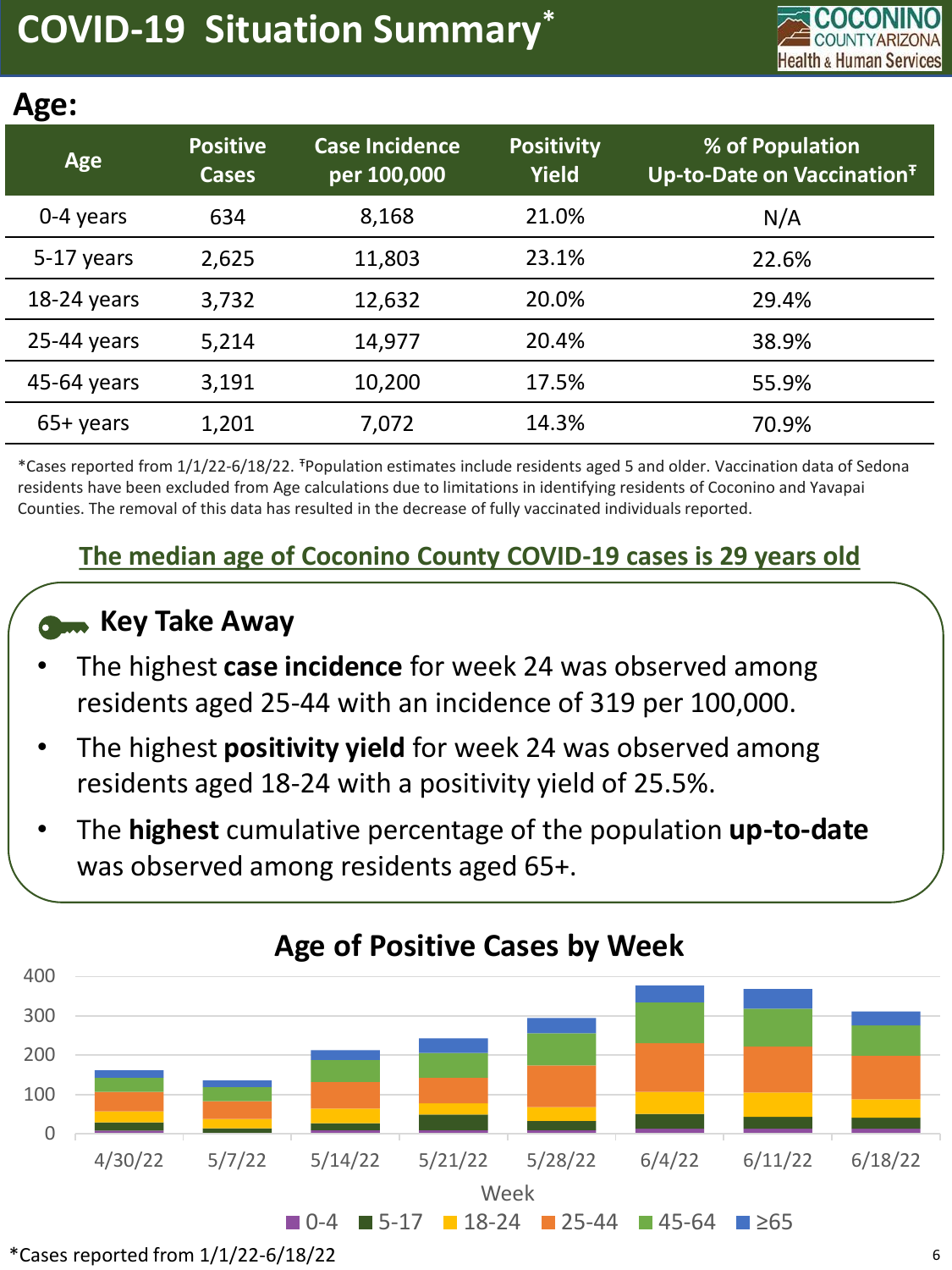# COVID-19 Situation Summary*

## Age:

| Age | Positive Cases | Case Incidence per 100,000 | Positivity Yield | % of Population Up-to-Date on Vaccination‡ |
|---|---|---|---|---|
| 0-4 years | 634 | 8,168 | 21.0% | N/A |
| 5-17 years | 2,625 | 11,803 | 23.1% | 22.6% |
| 18-24 years | 3,732 | 12,632 | 20.0% | 29.4% |
| 25-44 years | 5,214 | 14,977 | 20.4% | 38.9% |
| 45-64 years | 3,191 | 10,200 | 17.5% | 55.9% |
| 65+ years | 1,201 | 7,072 | 14.3% | 70.9% |

*Cases reported from 1/1/22-6/18/22. ‡Population estimates include residents aged 5 and older. Vaccination data of Sedona residents have been excluded from Age calculations due to limitations in identifying residents of Coconino and Yavapai Counties. The removal of this data has resulted in the decrease of fully vaccinated individuals reported.

**The median age of Coconino County COVID-19 cases is 29 years old**

### Key Take Away

- The highest **case incidence** for week 24 was observed among residents aged 25-44 with an incidence of 319 per 100,000.
- The highest **positivity yield** for week 24 was observed among residents aged 18-24 with a positivity yield of 25.5%.
- The **highest** cumulative percentage of the population **up-to-date** was observed among residents aged 65+.

### Age of Positive Cases by Week

Week: 4/30/22, 5/7/22, 5/14/22, 5/21/22, 5/28/22, 6/4/22, 6/11/22, 6/18/22

Legend: 0-4, 5-17, 18-24, 25-44, 45-64, ≥65

*Cases reported from 1/1/22-6/18/22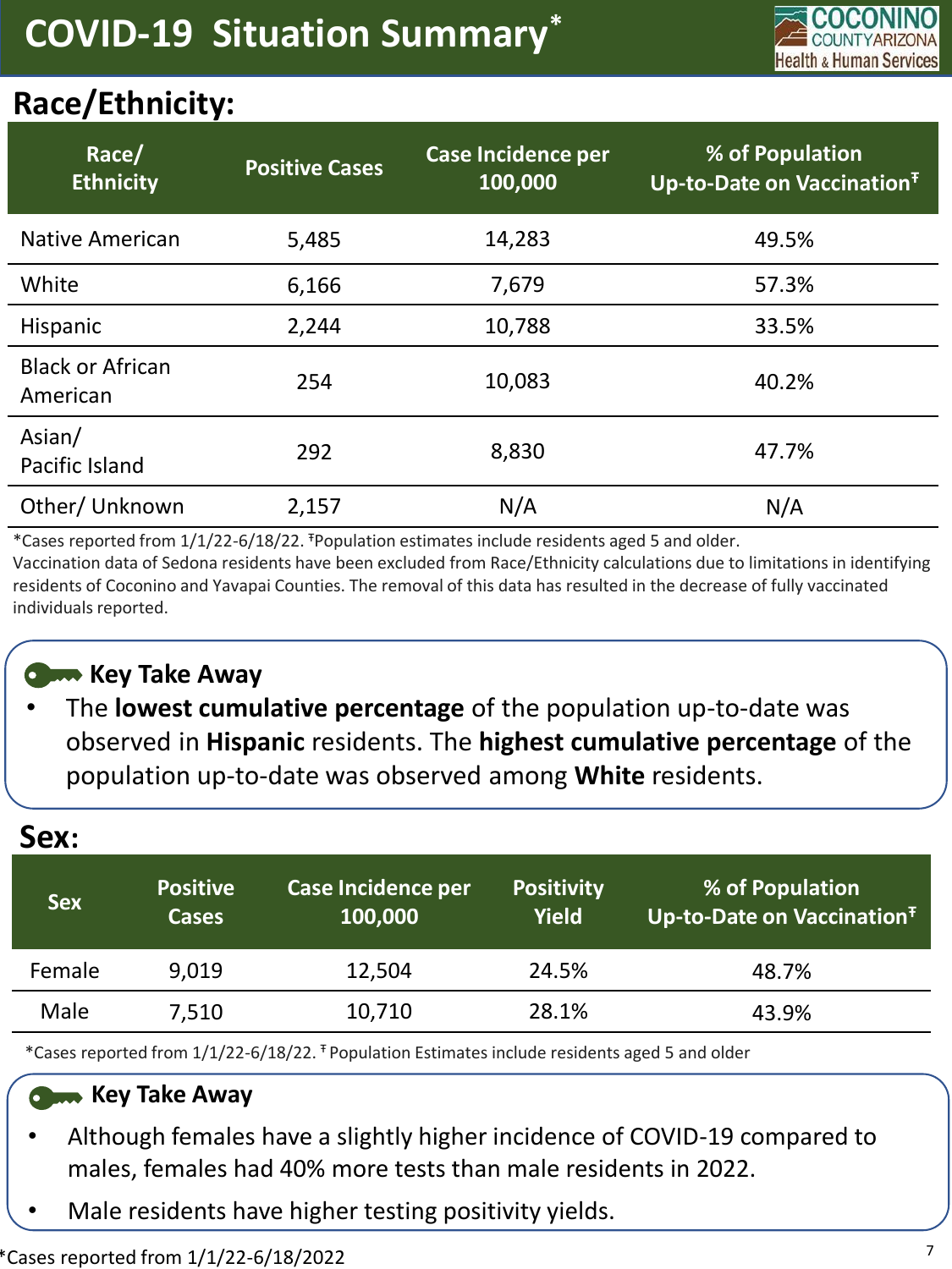# COVID-19 Situation Summary*

COCONINO COUNTY ARIZONA Health & Human Services

## Race/Ethnicity:

| Race/ Ethnicity | Positive Cases | Case Incidence per 100,000 | % of Population Up-to-Date on Vaccination[ǂ] |
|---|---|---|---|
| Native American | 5,485 | 14,283 | 49.5% |
| White | 6,166 | 7,679 | 57.3% |
| Hispanic | 2,244 | 10,788 | 33.5% |
| Black or African American | 254 | 10,083 | 40.2% |
| Asian/ Pacific Island | 292 | 8,830 | 47.7% |
| Other/ Unknown | 2,157 | N/A | N/A |

*Cases reported from 1/1/22-6/18/22. ǂPopulation estimates include residents aged 5 and older.
Vaccination data of Sedona residents have been excluded from Race/Ethnicity calculations due to limitations in identifying residents of Coconino and Yavapai Counties. The removal of this data has resulted in the decrease of fully vaccinated individuals reported.

### Key Take Away

- The **lowest cumulative percentage** of the population up-to-date was observed in **Hispanic** residents. The **highest cumulative percentage** of the population up-to-date was observed among **White** residents.

## Sex:

| Sex | Positive Cases | Case Incidence per 100,000 | Positivity Yield | % of Population Up-to-Date on Vaccination[ǂ] |
|---|---|---|---|---|
| Female | 9,019 | 12,504 | 24.5% | 48.7% |
| Male | 7,510 | 10,710 | 28.1% | 43.9% |

*Cases reported from 1/1/22-6/18/22. ǂ Population Estimates include residents aged 5 and older

### Key Take Away

- Although females have a slightly higher incidence of COVID-19 compared to males, females had 40% more tests than male residents in 2022.
- Male residents have higher testing positivity yields.

*Cases reported from 1/1/22-6/18/2022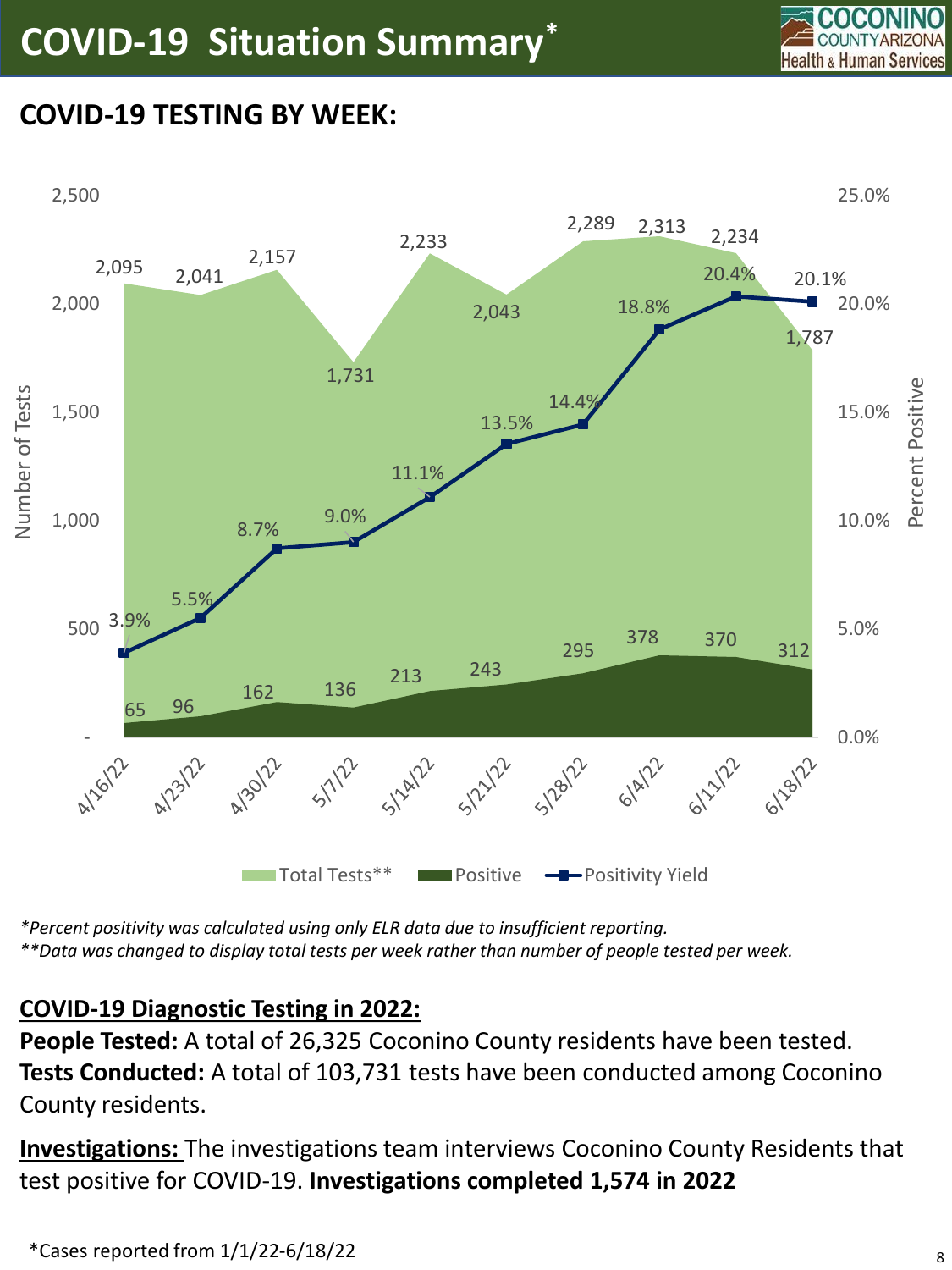# COVID-19 Situation Summary*

## COVID-19 TESTING BY WEEK:

| Week | Total Tests** | Positive | Positivity Yield |
|---|---|---|---|
| 4/16/22 | 2,095 | 65 | 3.9% |
| 4/23/22 | 2,041 | 96 | 5.5% |
| 4/30/22 | 2,157 | 162 | 8.7% |
| 5/7/22 | 1,731 | 136 | 9.0% |
| 5/14/22 | 2,233 | 213 | 11.1% |
| 5/21/22 | 2,043 | 243 | 13.5% |
| 5/28/22 | 2,289 | 295 | 14.4% |
| 6/4/22 | 2,313 | 378 | 18.8% |
| 6/11/22 | 2,234 | 370 | 20.4% |
| 6/18/22 | 1,787 | 312 | 20.1% |

*Percent positivity was calculated using only ELR data due to insufficient reporting.*
***Data was changed to display total tests per week rather than number of people tested per week.*

**COVID-19 Diagnostic Testing in 2022:**

**People Tested:** A total of 26,325 Coconino County residents have been tested.
**Tests Conducted:** A total of 103,731 tests have been conducted among Coconino County residents.

**Investigations:** The investigations team interviews Coconino County Residents that test positive for COVID-19. **Investigations completed 1,574 in 2022**

*Cases reported from 1/1/22-6/18/22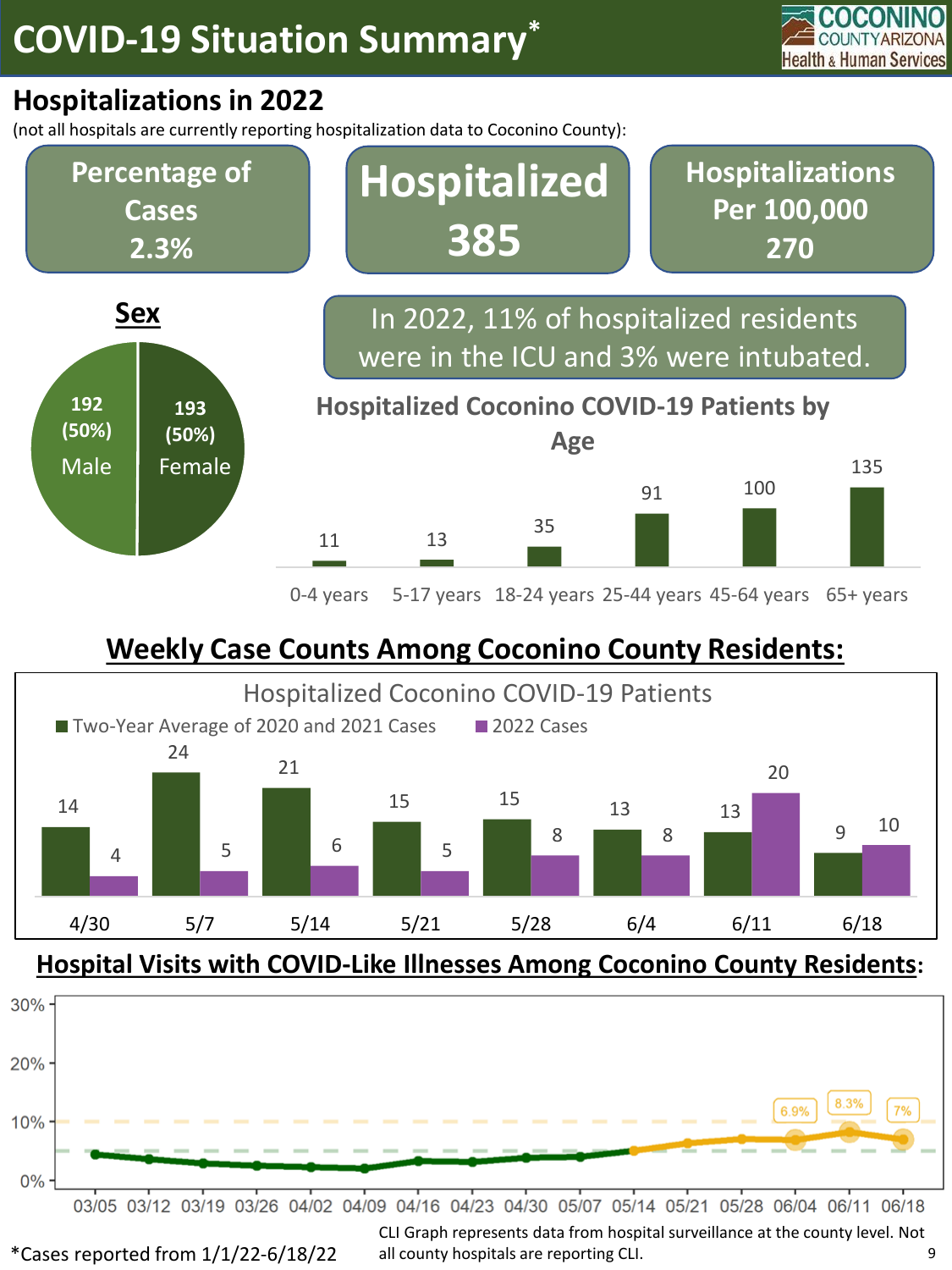# COVID-19 Situation Summary*

## Hospitalizations in 2022

(not all hospitals are currently reporting hospitalization data to Coconino County):

**Percentage of Cases**
**2.3%**

**Hospitalized**
**385**

**Hospitalizations Per 100,000**
**270**

### Sex

| Sex | Count | Percent |
|---|---|---|
| Male | 192 | (50%) |
| Female | 193 | (50%) |

In 2022, 11% of hospitalized residents were in the ICU and 3% were intubated.

### Hospitalized Coconino COVID-19 Patients by Age

| Age | Hospitalized |
|---|---|
| 0-4 years | 11 |
| 5-17 years | 13 |
| 18-24 years | 35 |
| 25-44 years | 91 |
| 45-64 years | 100 |
| 65+ years | 135 |

## Weekly Case Counts Among Coconino County Residents:

### Hospitalized Coconino COVID-19 Patients

| Week | Two-Year Average of 2020 and 2021 Cases | 2022 Cases |
|---|---|---|
| 4/30 | 14 | 4 |
| 5/7 | 24 | 5 |
| 5/14 | 21 | 6 |
| 5/21 | 15 | 5 |
| 5/28 | 15 | 8 |
| 6/4 | 13 | 8 |
| 6/11 | 13 | 20 |
| 6/18 | 9 | 10 |

## Hospital Visits with COVID-Like Illnesses Among Coconino County Residents:

Weeks shown: 03/05, 03/12, 03/19, 03/26, 04/02, 04/09, 04/16, 04/23, 04/30, 05/07, 05/14, 05/21, 05/28, 06/04, 06/11, 06/18

| Week | 06/04 | 06/11 | 06/18 |
|---|---|---|---|
| CLI % | 6.9% | 8.3% | 7% |

CLI Graph represents data from hospital surveillance at the county level. Not all county hospitals are reporting CLI.

*Cases reported from 1/1/22-6/18/22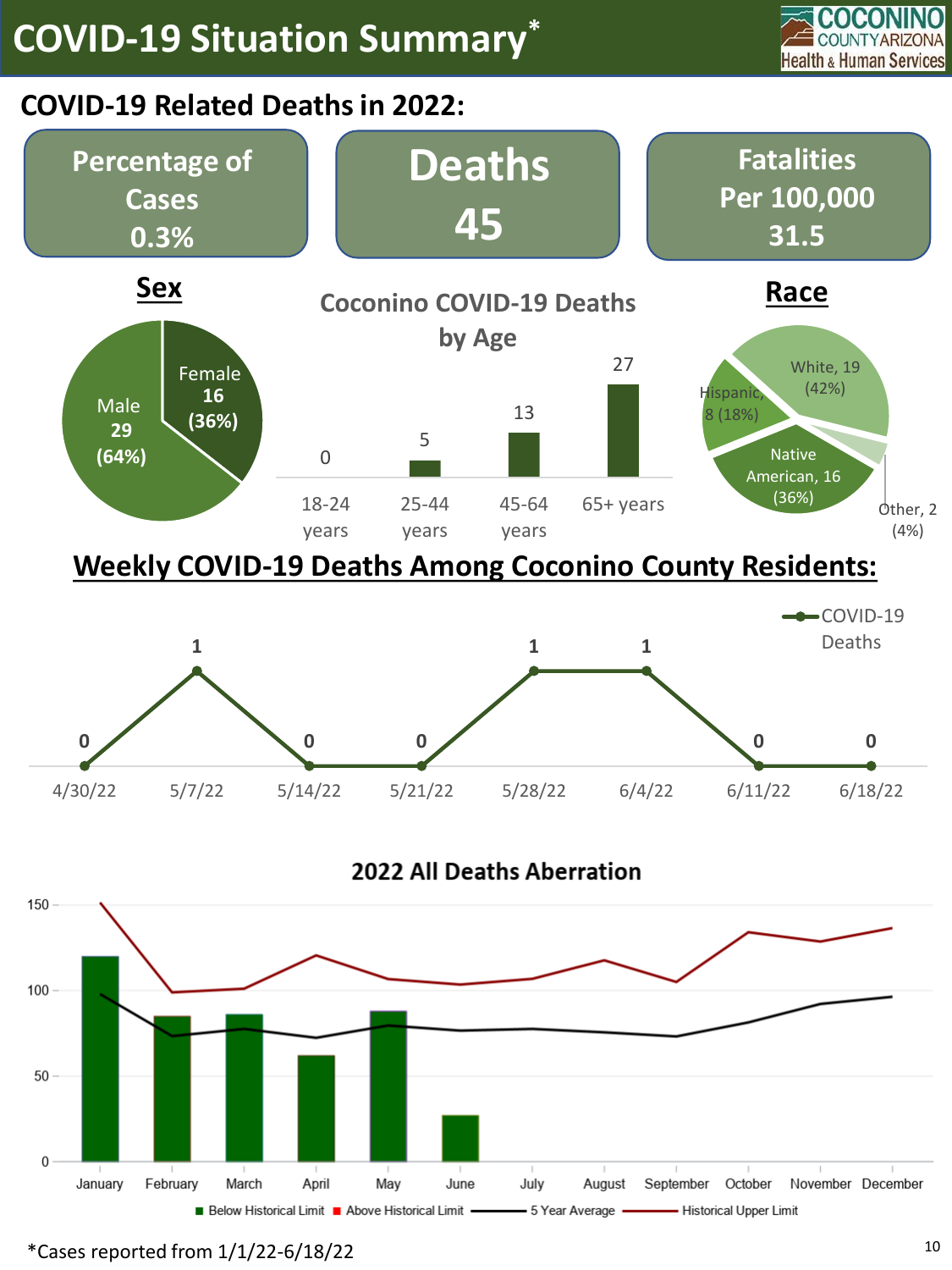# COVID-19 Situation Summary*

## COVID-19 Related Deaths in 2022:

| Percentage of Cases | Deaths | Fatalities Per 100,000 |
|---|---|---|
| 0.3% | 45 | 31.5 |

### Sex

| Sex | Deaths | Percent |
|---|---|---|
| Male | 29 | 64% |
| Female | 16 | 36% |

### Coconino COVID-19 Deaths by Age

| 18-24 years | 25-44 years | 45-64 years | 65+ years |
|---|---|---|---|
| 0 | 5 | 13 | 27 |

### Race

| Race | Deaths | Percent |
|---|---|---|
| White | 19 | 42% |
| Native American | 16 | 36% |
| Hispanic | 8 | 18% |
| Other | 2 | 4% |

## Weekly COVID-19 Deaths Among Coconino County Residents:

| Week | 4/30/22 | 5/7/22 | 5/14/22 | 5/21/22 | 5/28/22 | 6/4/22 | 6/11/22 | 6/18/22 |
|---|---|---|---|---|---|---|---|---|
| COVID-19 Deaths | 0 | 1 | 0 | 0 | 1 | 1 | 0 | 0 |

### 2022 All Deaths Aberration

Legend: Below Historical Limit; Above Historical Limit; 5 Year Average; Historical Upper Limit

Months: January, February, March, April, May, June, July, August, September, October, November, December

*Cases reported from 1/1/22-6/18/22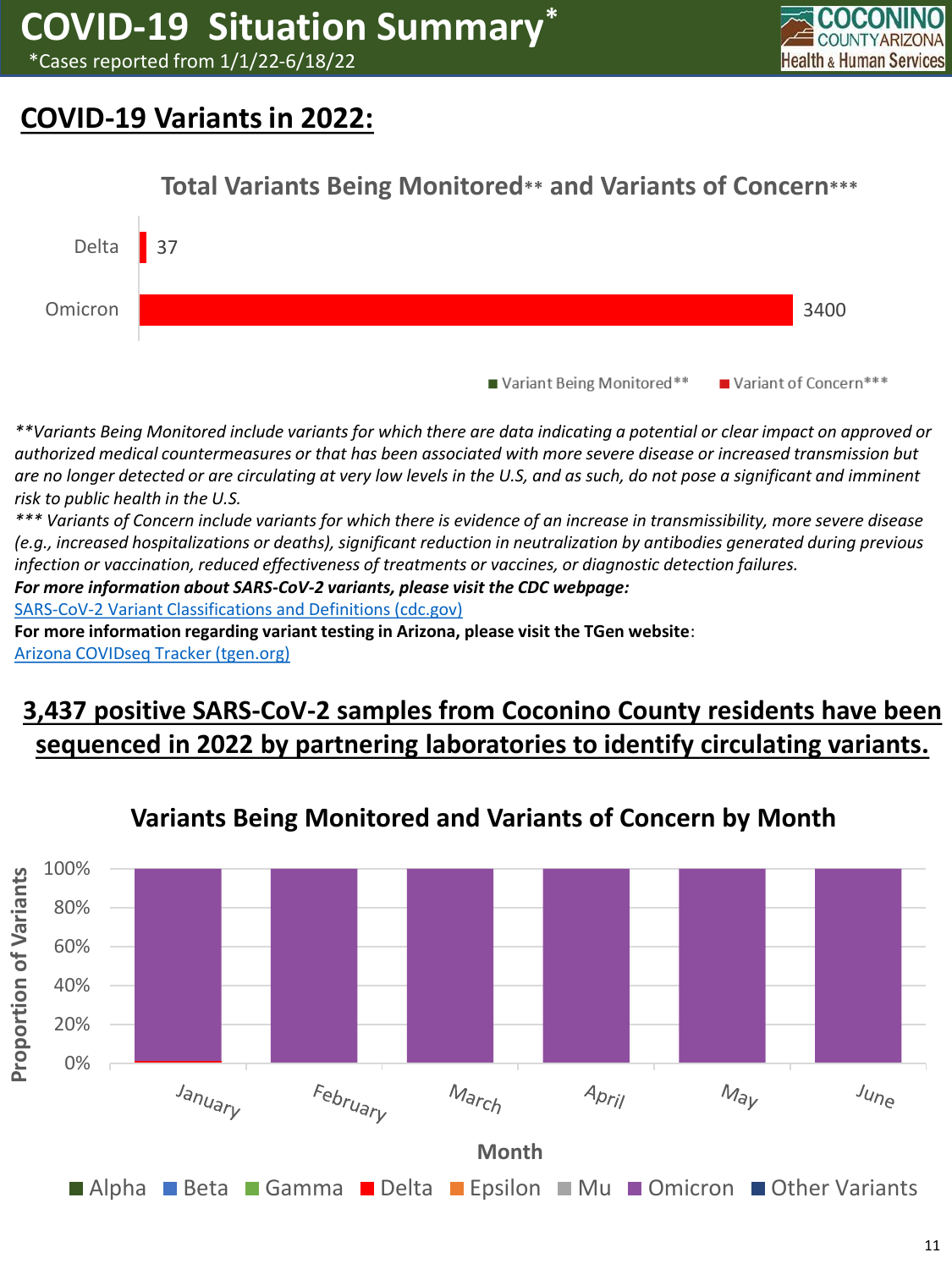# COVID-19 Situation Summary*

*Cases reported from 1/1/22-6/18/22

## COVID-19 Variants in 2022:

**Total Variants Being Monitored** and Variants of Concern*****

Delta
37
Omicron
3400

Variant Being Monitored** Variant of Concern***

*\*\*Variants Being Monitored include variants for which there are data indicating a potential or clear impact on approved or authorized medical countermeasures or that has been associated with more severe disease or increased transmission but are no longer detected or are circulating at very low levels in the U.S, and as such, do not pose a significant and imminent risk to public health in the U.S.*

*\*\*\* Variants of Concern include variants for which there is evidence of an increase in transmissibility, more severe disease (e.g., increased hospitalizations or deaths), significant reduction in neutralization by antibodies generated during previous infection or vaccination, reduced effectiveness of treatments or vaccines, or diagnostic detection failures.*

***For more information about SARS-CoV-2 variants, please visit the CDC webpage:***

SARS-CoV-2 Variant Classifications and Definitions (cdc.gov)

**For more information regarding variant testing in Arizona, please visit the TGen website**:

Arizona COVIDseq Tracker (tgen.org)

## 3,437 positive SARS-CoV-2 samples from Coconino County residents have been sequenced in 2022 by partnering laboratories to identify circulating variants.

**Variants Being Monitored and Variants of Concern by Month**

Proportion of Variants

100%
80%
60%
40%
20%
0%

January February March April May June

Month

Alpha Beta Gamma Delta Epsilon Mu Omicron Other Variants